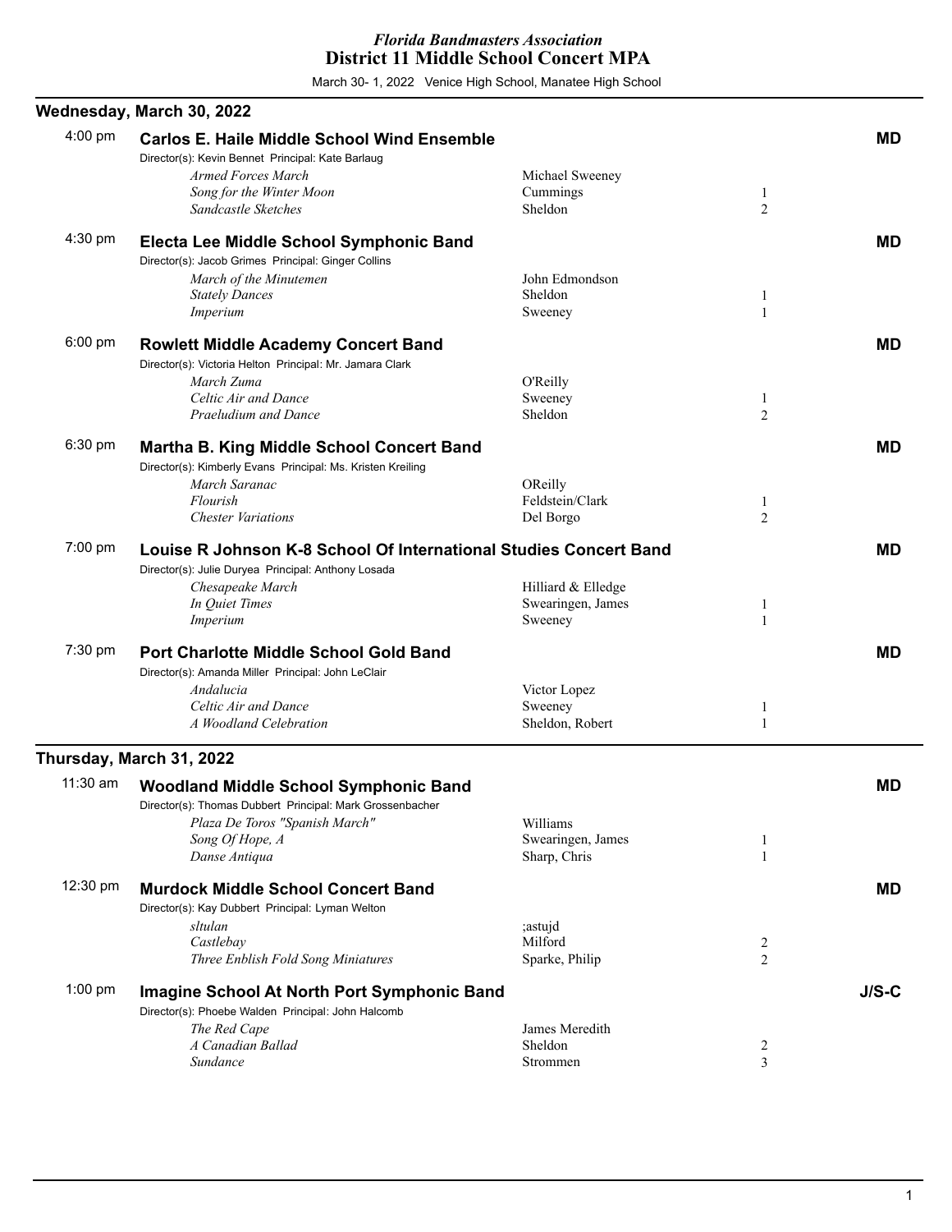*Florida Bandmasters Association*
**District 11 Middle School Concert MPA**

March 30- 1, 2022 Venice High School, Manatee High School

## Wednesday, March 30, 2022

**4:00 pm — Carlos E. Haile Middle School Wind Ensemble** — **MD**

Director(s): Kevin Bennet Principal: Kate Barlaug

| Title | Composer | Grade |
|---|---|---|
| *Armed Forces March* | Michael Sweeney | |
| *Song for the Winter Moon* | Cummings | 1 |
| *Sandcastle Sketches* | Sheldon | 2 |

**4:30 pm — Electa Lee Middle School Symphonic Band** — **MD**

Director(s): Jacob Grimes Principal: Ginger Collins

| Title | Composer | Grade |
|---|---|---|
| *March of the Minutemen* | John Edmondson | |
| *Stately Dances* | Sheldon | 1 |
| *Imperium* | Sweeney | 1 |

**6:00 pm — Rowlett Middle Academy Concert Band** — **MD**

Director(s): Victoria Helton Principal: Mr. Jamara Clark

| Title | Composer | Grade |
|---|---|---|
| *March Zuma* | O'Reilly | |
| *Celtic Air and Dance* | Sweeney | 1 |
| *Praeludium and Dance* | Sheldon | 2 |

**6:30 pm — Martha B. King Middle School Concert Band** — **MD**

Director(s): Kimberly Evans Principal: Ms. Kristen Kreiling

| Title | Composer | Grade |
|---|---|---|
| *March Saranac* | OReilly | |
| *Flourish* | Feldstein/Clark | 1 |
| *Chester Variations* | Del Borgo | 2 |

**7:00 pm — Louise R Johnson K-8 School Of International Studies Concert Band** — **MD**

Director(s): Julie Duryea Principal: Anthony Losada

| Title | Composer | Grade |
|---|---|---|
| *Chesapeake March* | Hilliard & Elledge | |
| *In Quiet Times* | Swearingen, James | 1 |
| *Imperium* | Sweeney | 1 |

**7:30 pm — Port Charlotte Middle School Gold Band** — **MD**

Director(s): Amanda Miller Principal: John LeClair

| Title | Composer | Grade |
|---|---|---|
| *Andalucia* | Victor Lopez | |
| *Celtic Air and Dance* | Sweeney | 1 |
| *A Woodland Celebration* | Sheldon, Robert | 1 |

## Thursday, March 31, 2022

**11:30 am — Woodland Middle School Symphonic Band** — **MD**

Director(s): Thomas Dubbert Principal: Mark Grossenbacher

| Title | Composer | Grade |
|---|---|---|
| *Plaza De Toros "Spanish March"* | Williams | |
| *Song Of Hope, A* | Swearingen, James | 1 |
| *Danse Antiqua* | Sharp, Chris | 1 |

**12:30 pm — Murdock Middle School Concert Band** — **MD**

Director(s): Kay Dubbert Principal: Lyman Welton

| Title | Composer | Grade |
|---|---|---|
| *sltulan* | ;astujd | |
| *Castlebay* | Milford | 2 |
| *Three Enblish Fold Song Miniatures* | Sparke, Philip | 2 |

**1:00 pm — Imagine School At North Port Symphonic Band** — **J/S-C**

Director(s): Phoebe Walden Principal: John Halcomb

| Title | Composer | Grade |
|---|---|---|
| *The Red Cape* | James Meredith | |
| *A Canadian Ballad* | Sheldon | 2 |
| *Sundance* | Strommen | 3 |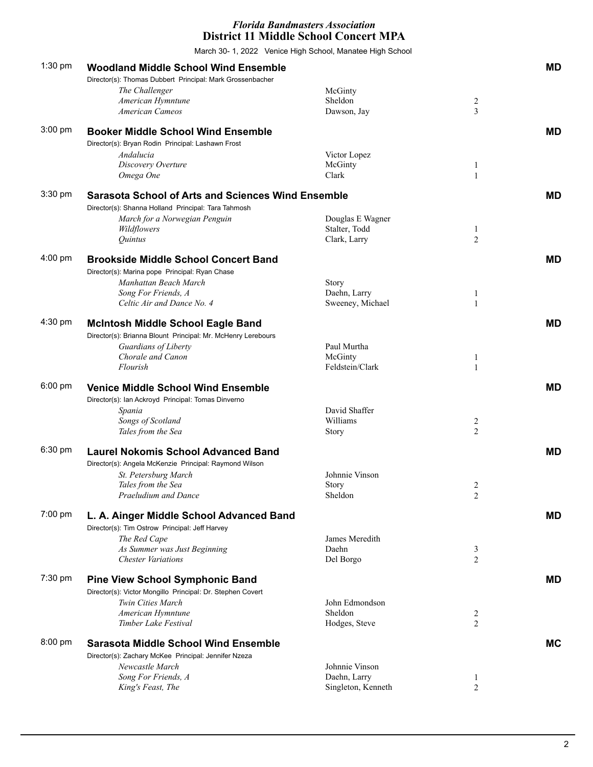*Florida Bandmasters Association*
**District 11 Middle School Concert MPA**

March 30- 1, 2022 Venice High School, Manatee High School

| | | | | |
|---|---|---|---|---|
| 1:30 pm | **Woodland Middle School Wind Ensemble** | | | **MD** |
| | Director(s): Thomas Dubbert Principal: Mark Grossenbacher | | | |
| | *The Challenger* | McGinty | | |
| | *American Hymntune* | Sheldon | 2 | |
| | *American Cameos* | Dawson, Jay | 3 | |
| 3:00 pm | **Booker Middle School Wind Ensemble** | | | **MD** |
| | Director(s): Bryan Rodin Principal: Lashawn Frost | | | |
| | *Andalucia* | Victor Lopez | | |
| | *Discovery Overture* | McGinty | 1 | |
| | *Omega One* | Clark | 1 | |
| 3:30 pm | **Sarasota School of Arts and Sciences Wind Ensemble** | | | **MD** |
| | Director(s): Shanna Holland Principal: Tara Tahmosh | | | |
| | *March for a Norwegian Penguin* | Douglas E Wagner | | |
| | *Wildflowers* | Stalter, Todd | 1 | |
| | *Quintus* | Clark, Larry | 2 | |
| 4:00 pm | **Brookside Middle School Concert Band** | | | **MD** |
| | Director(s): Marina pope Principal: Ryan Chase | | | |
| | *Manhattan Beach March* | Story | | |
| | *Song For Friends, A* | Daehn, Larry | 1 | |
| | *Celtic Air and Dance No. 4* | Sweeney, Michael | 1 | |
| 4:30 pm | **McIntosh Middle School Eagle Band** | | | **MD** |
| | Director(s): Brianna Blount Principal: Mr. McHenry Lerebours | | | |
| | *Guardians of Liberty* | Paul Murtha | | |
| | *Chorale and Canon* | McGinty | 1 | |
| | *Flourish* | Feldstein/Clark | 1 | |
| 6:00 pm | **Venice Middle School Wind Ensemble** | | | **MD** |
| | Director(s): Ian Ackroyd Principal: Tomas Dinverno | | | |
| | *Spania* | David Shaffer | | |
| | *Songs of Scotland* | Williams | 2 | |
| | *Tales from the Sea* | Story | 2 | |
| 6:30 pm | **Laurel Nokomis School Advanced Band** | | | **MD** |
| | Director(s): Angela McKenzie Principal: Raymond Wilson | | | |
| | *St. Petersburg March* | Johnnie Vinson | | |
| | *Tales from the Sea* | Story | 2 | |
| | *Praeludium and Dance* | Sheldon | 2 | |
| 7:00 pm | **L. A. Ainger Middle School Advanced Band** | | | **MD** |
| | Director(s): Tim Ostrow Principal: Jeff Harvey | | | |
| | *The Red Cape* | James Meredith | | |
| | *As Summer was Just Beginning* | Daehn | 3 | |
| | *Chester Variations* | Del Borgo | 2 | |
| 7:30 pm | **Pine View School Symphonic Band** | | | **MD** |
| | Director(s): Victor Mongillo Principal: Dr. Stephen Covert | | | |
| | *Twin Cities March* | John Edmondson | | |
| | *American Hymntune* | Sheldon | 2 | |
| | *Timber Lake Festival* | Hodges, Steve | 2 | |
| 8:00 pm | **Sarasota Middle School Wind Ensemble** | | | **MC** |
| | Director(s): Zachary McKee Principal: Jennifer Nzeza | | | |
| | *Newcastle March* | Johnnie Vinson | | |
| | *Song For Friends, A* | Daehn, Larry | 1 | |
| | *King's Feast, The* | Singleton, Kenneth | 2 | |